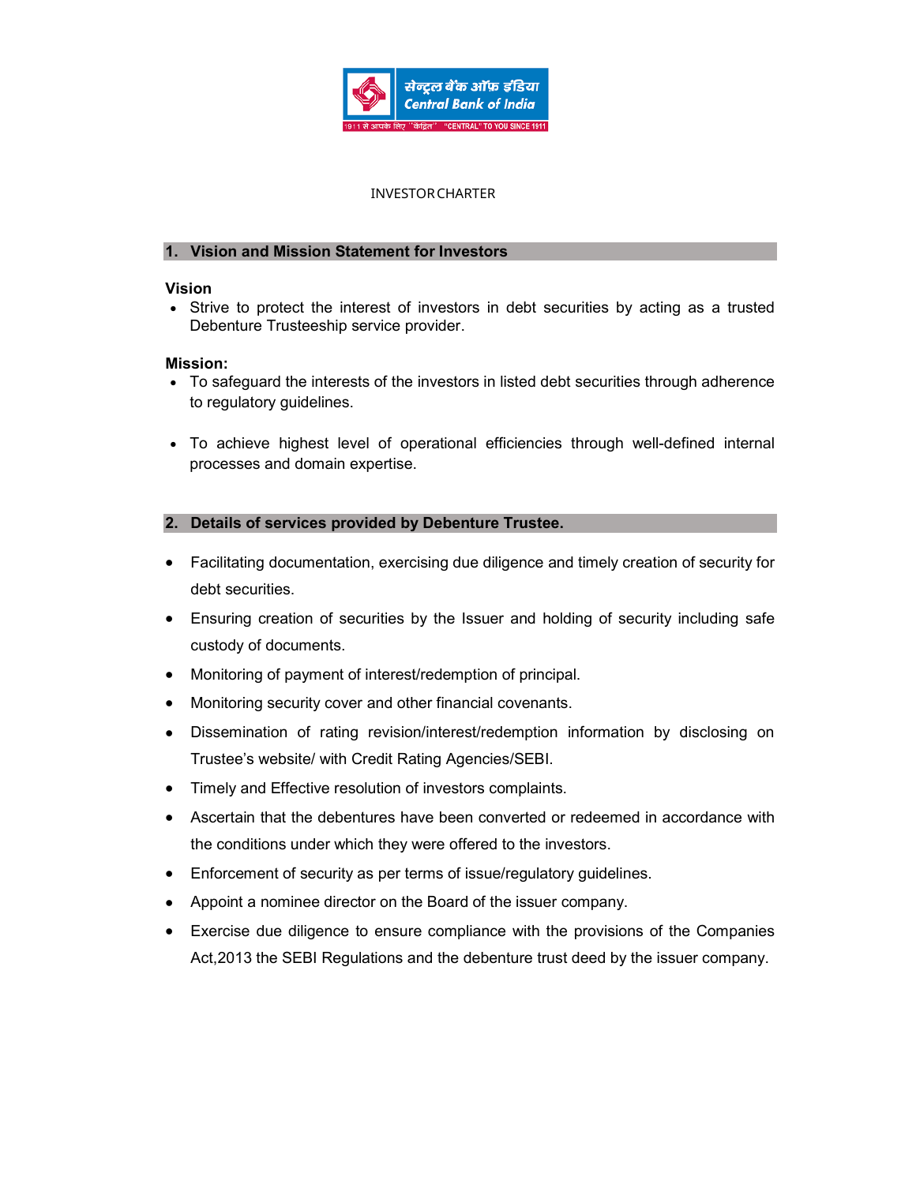INVESTOR CHARTER

## 1. Vision and Mission Statement for Investors

**Vision**

- Strive to protect the interest of investors in debt securities by acting as a trusted Debenture Trusteeship service provider.

**Mission:**

- To safeguard the interests of the investors in listed debt securities through adherence to regulatory guidelines.
- To achieve highest level of operational efficiencies through well-defined internal processes and domain expertise.

## 2. Details of services provided by Debenture Trustee.

- Facilitating documentation, exercising due diligence and timely creation of security for debt securities.
- Ensuring creation of securities by the Issuer and holding of security including safe custody of documents.
- Monitoring of payment of interest/redemption of principal.
- Monitoring security cover and other financial covenants.
- Dissemination of rating revision/interest/redemption information by disclosing on Trustee's website/ with Credit Rating Agencies/SEBI.
- Timely and Effective resolution of investors complaints.
- Ascertain that the debentures have been converted or redeemed in accordance with the conditions under which they were offered to the investors.
- Enforcement of security as per terms of issue/regulatory guidelines.
- Appoint a nominee director on the Board of the issuer company.
- Exercise due diligence to ensure compliance with the provisions of the Companies Act,2013 the SEBI Regulations and the debenture trust deed by the issuer company.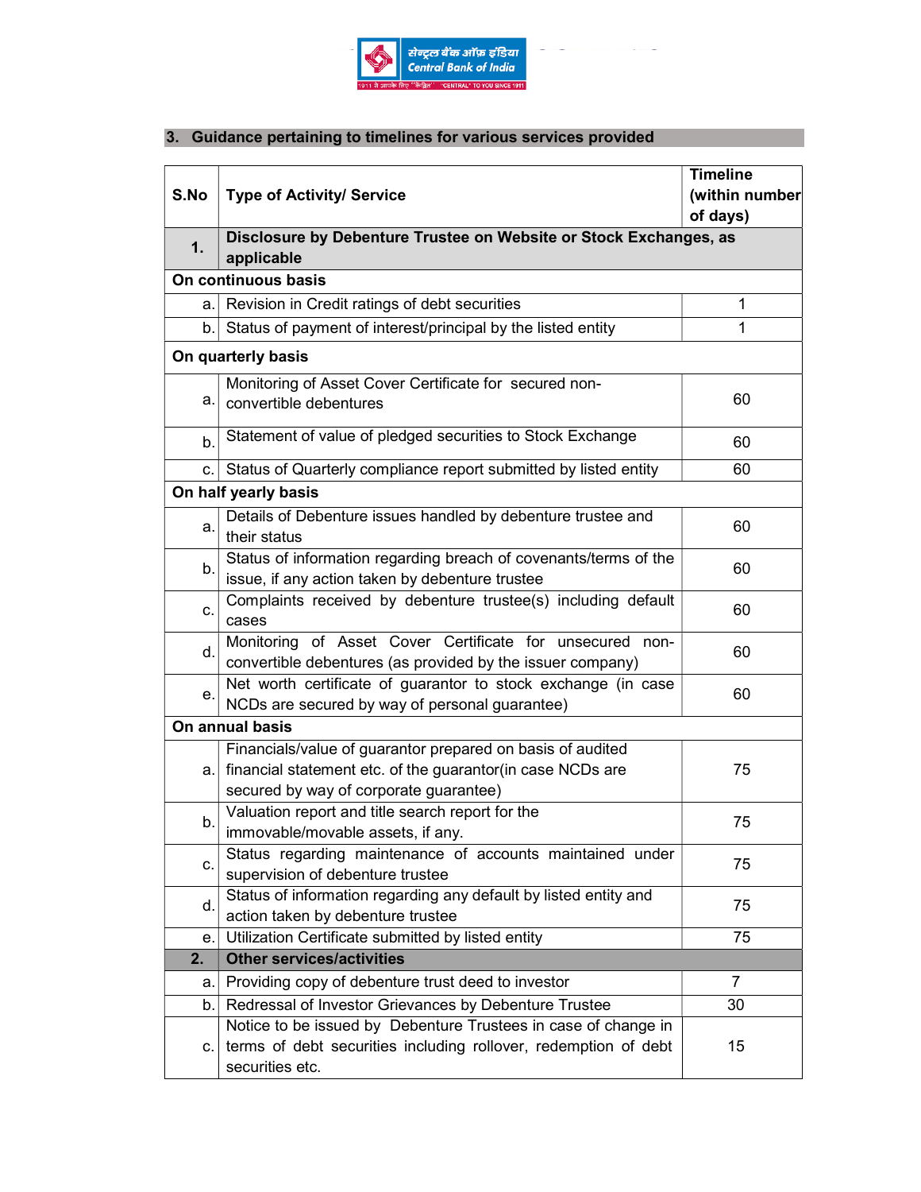## 3. Guidance pertaining to timelines for various services provided

| S.No | Type of Activity/ Service | Timeline (within number of days) |
|---|---|---|
| **1.** | **Disclosure by Debenture Trustee on Website or Stock Exchanges, as applicable** | |
| **On continuous basis** | | |
| a. | Revision in Credit ratings of debt securities | 1 |
| b. | Status of payment of interest/principal by the listed entity | 1 |
| **On quarterly basis** | | |
| a. | Monitoring of Asset Cover Certificate for secured non-convertible debentures | 60 |
| b. | Statement of value of pledged securities to Stock Exchange | 60 |
| c. | Status of Quarterly compliance report submitted by listed entity | 60 |
| **On half yearly basis** | | |
| a. | Details of Debenture issues handled by debenture trustee and their status | 60 |
| b. | Status of information regarding breach of covenants/terms of the issue, if any action taken by debenture trustee | 60 |
| c. | Complaints received by debenture trustee(s) including default cases | 60 |
| d. | Monitoring of Asset Cover Certificate for unsecured non-convertible debentures (as provided by the issuer company) | 60 |
| e. | Net worth certificate of guarantor to stock exchange (in case NCDs are secured by way of personal guarantee) | 60 |
| **On annual basis** | | |
| a. | Financials/value of guarantor prepared on basis of audited financial statement etc. of the guarantor(in case NCDs are secured by way of corporate guarantee) | 75 |
| b. | Valuation report and title search report for the immovable/movable assets, if any. | 75 |
| c. | Status regarding maintenance of accounts maintained under supervision of debenture trustee | 75 |
| d. | Status of information regarding any default by listed entity and action taken by debenture trustee | 75 |
| e. | Utilization Certificate submitted by listed entity | 75 |
| **2.** | **Other services/activities** | |
| a. | Providing copy of debenture trust deed to investor | 7 |
| b. | Redressal of Investor Grievances by Debenture Trustee | 30 |
| c. | Notice to be issued by Debenture Trustees in case of change in terms of debt securities including rollover, redemption of debt securities etc. | 15 |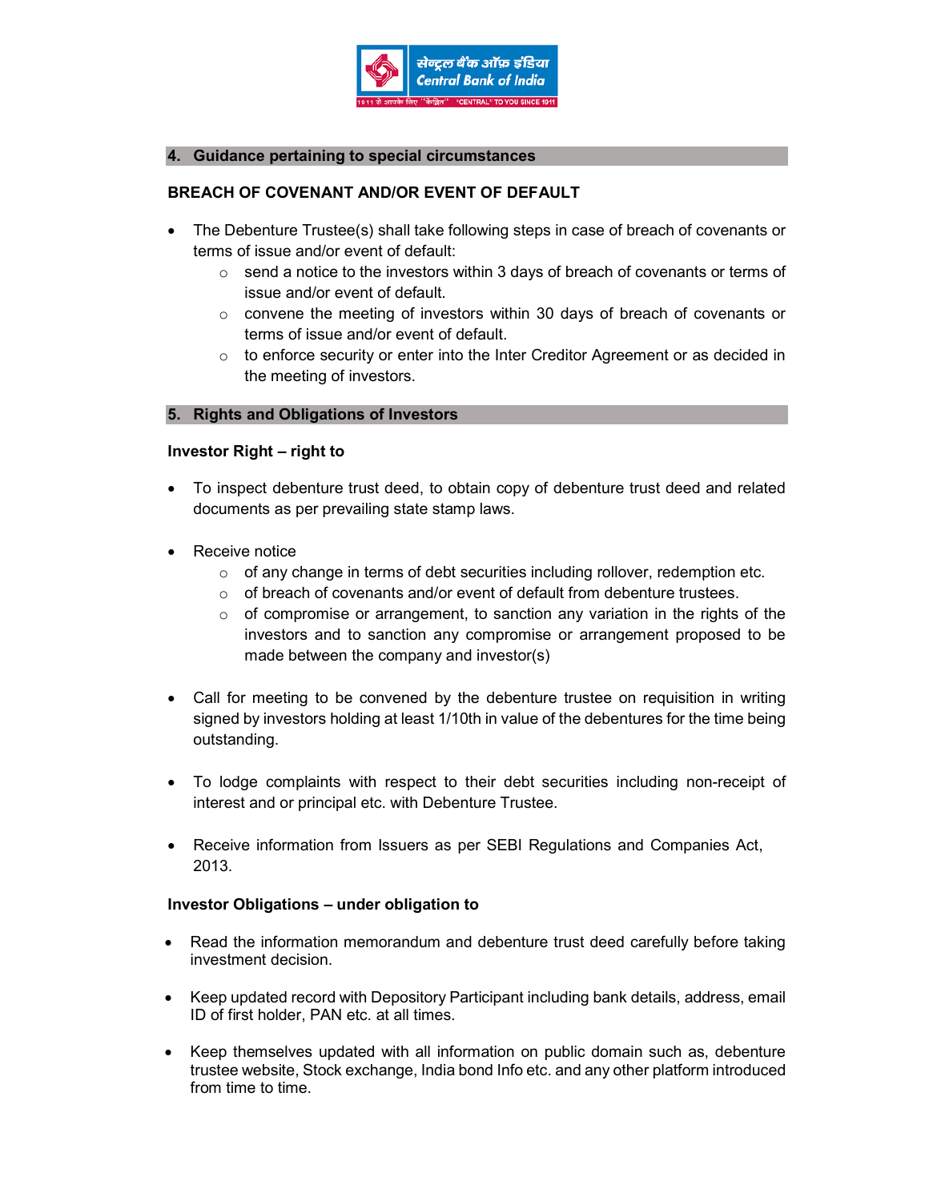## 4. Guidance pertaining to special circumstances

**BREACH OF COVENANT AND/OR EVENT OF DEFAULT**

- The Debenture Trustee(s) shall take following steps in case of breach of covenants or terms of issue and/or event of default:
  - send a notice to the investors within 3 days of breach of covenants or terms of issue and/or event of default.
  - convene the meeting of investors within 30 days of breach of covenants or terms of issue and/or event of default.
  - to enforce security or enter into the Inter Creditor Agreement or as decided in the meeting of investors.

## 5. Rights and Obligations of Investors

**Investor Right – right to**

- To inspect debenture trust deed, to obtain copy of debenture trust deed and related documents as per prevailing state stamp laws.

- Receive notice
  - of any change in terms of debt securities including rollover, redemption etc.
  - of breach of covenants and/or event of default from debenture trustees.
  - of compromise or arrangement, to sanction any variation in the rights of the investors and to sanction any compromise or arrangement proposed to be made between the company and investor(s)

- Call for meeting to be convened by the debenture trustee on requisition in writing signed by investors holding at least 1/10th in value of the debentures for the time being outstanding.

- To lodge complaints with respect to their debt securities including non-receipt of interest and or principal etc. with Debenture Trustee.

- Receive information from Issuers as per SEBI Regulations and Companies Act, 2013.

**Investor Obligations – under obligation to**

- Read the information memorandum and debenture trust deed carefully before taking investment decision.

- Keep updated record with Depository Participant including bank details, address, email ID of first holder, PAN etc. at all times.

- Keep themselves updated with all information on public domain such as, debenture trustee website, Stock exchange, India bond Info etc. and any other platform introduced from time to time.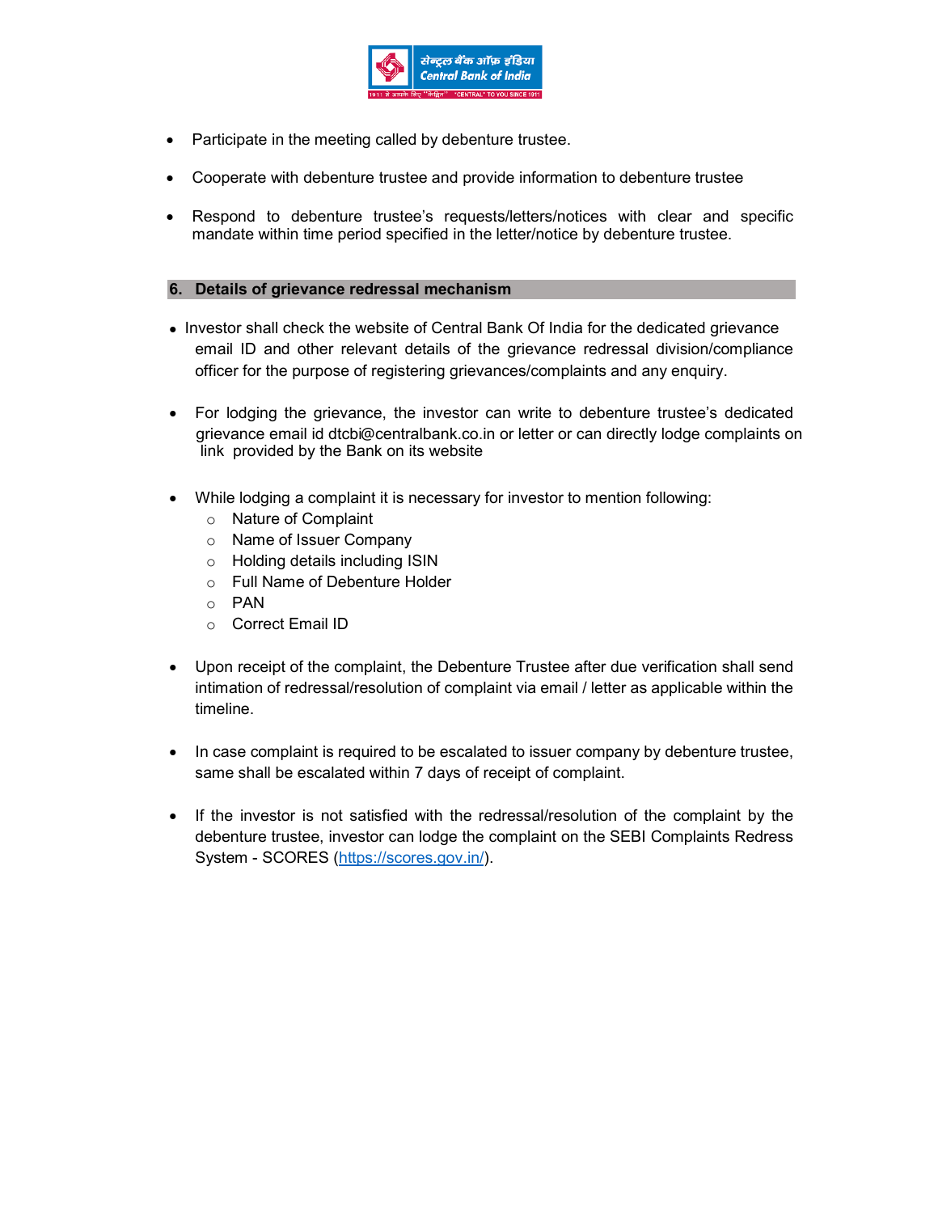- Participate in the meeting called by debenture trustee.
- Cooperate with debenture trustee and provide information to debenture trustee
- Respond to debenture trustee's requests/letters/notices with clear and specific mandate within time period specified in the letter/notice by debenture trustee.

## 6. Details of grievance redressal mechanism

- Investor shall check the website of Central Bank Of India for the dedicated grievance email ID and other relevant details of the grievance redressal division/compliance officer for the purpose of registering grievances/complaints and any enquiry.
- For lodging the grievance, the investor can write to debenture trustee's dedicated grievance email id dtcbi@centralbank.co.in or letter or can directly lodge complaints on link provided by the Bank on its website
- While lodging a complaint it is necessary for investor to mention following:
  - Nature of Complaint
  - Name of Issuer Company
  - Holding details including ISIN
  - Full Name of Debenture Holder
  - PAN
  - Correct Email ID
- Upon receipt of the complaint, the Debenture Trustee after due verification shall send intimation of redressal/resolution of complaint via email / letter as applicable within the timeline.
- In case complaint is required to be escalated to issuer company by debenture trustee, same shall be escalated within 7 days of receipt of complaint.
- If the investor is not satisfied with the redressal/resolution of the complaint by the debenture trustee, investor can lodge the complaint on the SEBI Complaints Redress System - SCORES (https://scores.gov.in/).